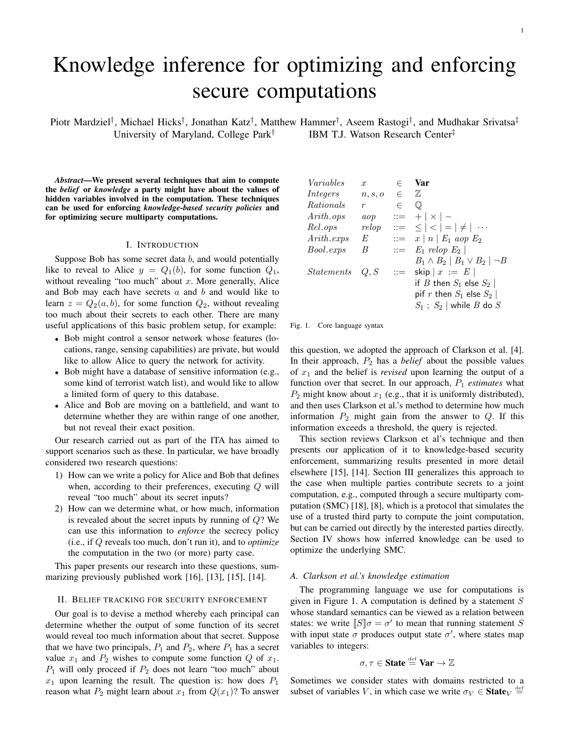# Knowledge inference for optimizing and enforcing secure computations

Piotr Mardziel[†], Michael Hicks[†], Jonathan Katz[†], Matthew Hammer[†], Aseem Rastogi[†], and Mudhakar Srivatsa[‡]
University of Maryland, College Park[†] IBM T.J. Watson Research Center[‡]

***Abstract*—We present several techniques that aim to compute the *belief* or *knowledge* a party might have about the values of hidden variables involved in the computation. These techniques can be used for enforcing *knowledge-based security policies* and for optimizing secure multiparty computations.**

## I. Introduction

Suppose Bob has some secret data $b$, and would potentially like to reveal to Alice $y = Q_1(b)$, for some function $Q_1$, without revealing "too much" about $x$. More generally, Alice and Bob may each have secrets $a$ and $b$ and would like to learn $z = Q_2(a, b)$, for some function $Q_2$, without revealing too much about their secrets to each other. There are many useful applications of this basic problem setup, for example:

- Bob might control a sensor network whose features (locations, range, sensing capabilities) are private, but would like to allow Alice to query the network for activity.
- Bob might have a database of sensitive information (e.g., some kind of terrorist watch list), and would like to allow a limited form of query to this database.
- Alice and Bob are moving on a battlefield, and want to determine whether they are within range of one another, but not reveal their exact position.

Our research carried out as part of the ITA has aimed to support scenarios such as these. In particular, we have broadly considered two research questions:

1) How can we write a policy for Alice and Bob that defines when, according to their preferences, executing $Q$ will reveal "too much" about its secret inputs?
2) How can we determine what, or how much, information is revealed about the secret inputs by running of $Q$? We can use this information to *enforce* the secrecy policy (i.e., if $Q$ reveals too much, don't run it), and to *optimize* the computation in the two (or more) party case.

This paper presents our research into these questions, summarizing previously published work [16], [13], [15], [14].

## II. Belief tracking for security enforcement

Our goal is to devise a method whereby each principal can determine whether the output of some function of its secret would reveal too much information about that secret. Suppose that we have two principals, $P_1$ and $P_2$, where $P_1$ has a secret value $x_1$ and $P_2$ wishes to compute some function $Q$ of $x_1$. $P_1$ will only proceed if $P_2$ does not learn "too much" about $x_1$ upon learning the result. The question is: how does $P_1$ reason what $P_2$ might learn about $x_1$ from $Q(x_1)$? To answer this question, we adopted the approach of Clarkson et al. [4]. In their approach, $P_2$ has a *belief* about the possible values of $x_1$ and the belief is *revised* upon learning the output of a function over that secret. In our approach, $P_1$ *estimates* what $P_2$ might know about $x_1$ (e.g., that it is uniformly distributed), and then uses Clarkson et al.'s method to determine how much information $P_2$ might gain from the answer to $Q$. If this information exceeds a threshold, the query is rejected.

| | | | |
|---|---|---|---|
| *Variables* | $x$ | $\in$ | **Var** |
| *Integers* | $n, s, o$ | $\in$ | $\mathbb{Z}$ |
| *Rationals* | $r$ | $\in$ | $\mathbb{Q}$ |
| *Arith.ops* | *aop* | ::= | $+ \mid \times \mid -$ |
| *Rel.ops* | *relop* | ::= | $\leq \mid < \mid = \mid \neq \mid \cdots$ |
| *Arith.exps* | $E$ | ::= | $x \mid n \mid E_1$ *aop* $E_2$ |
| *Bool.exps* | $B$ | ::= | $E_1$ *relop* $E_2 \mid B_1 \wedge B_2 \mid B_1 \vee B_2 \mid \neg B$ |
| *Statements* | $Q, S$ | ::= | skip $\mid x$ := $E \mid$ if $B$ then $S_1$ else $S_2 \mid$ pif $r$ then $S_1$ else $S_2 \mid S_1$ ; $S_2 \mid$ while $B$ do $S$ |

Fig. 1. Core language syntax

This section reviews Clarkson et al's technique and then presents our application of it to knowledge-based security enforcement, summarizing results presented in more detail elsewhere [15], [14]. Section III generalizes this approach to the case when multiple parties contribute secrets to a joint computation, e.g., computed through a secure multiparty computation (SMC) [18], [8], which is a protocol that simulates the use of a trusted third party to compute the joint computation, but can be carried out directly by the interested parties directly. Section IV shows how inferred knowledge can be used to optimize the underlying SMC.

### A. Clarkson et al.'s knowledge estimation

The programming language we use for computations is given in Figure 1. A computation is defined by a statement $S$ whose standard semantics can be viewed as a relation between states: we write $[\![S]\!]\sigma = \sigma'$ to mean that running statement $S$ with input state $\sigma$ produces output state $\sigma'$, where states map variables to integers:

$$\sigma, \tau \in \textbf{State} \stackrel{\text{def}}{=} \textbf{Var} \rightarrow \mathbb{Z}$$

Sometimes we consider states with domains restricted to a subset of variables $V$, in which case we write $\sigma_V \in \textbf{State}_V \stackrel{\text{def}}{=}$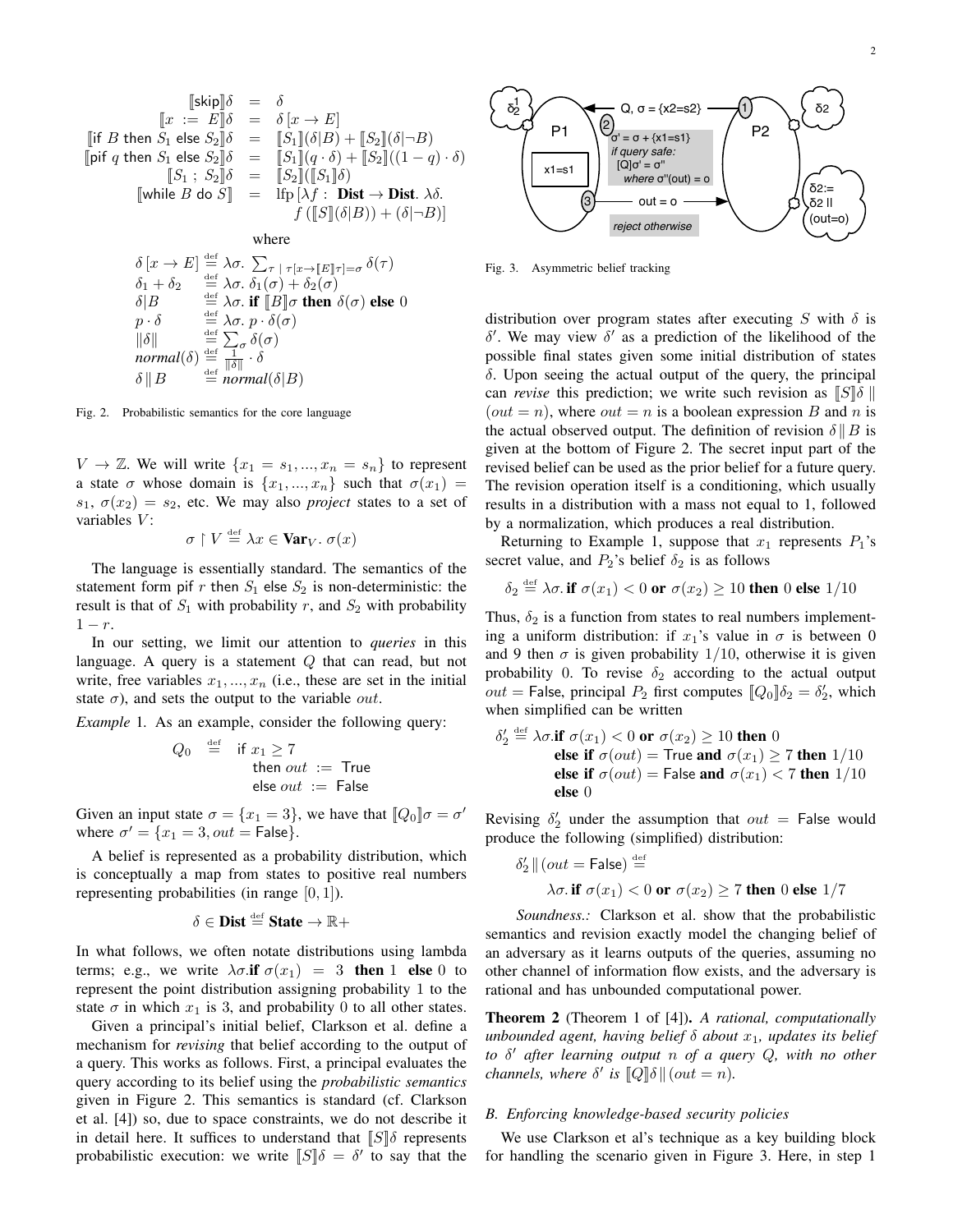$$
\begin{array}{rcl}
[\![\mathsf{skip}]\!]\delta & = & \delta \\
[\![x := E]\!]\delta & = & \delta\,[x \to E] \\
[\![\mathsf{if}\ B\ \mathsf{then}\ S_1\ \mathsf{else}\ S_2]\!]\delta & = & [\![S_1]\!](\delta|B) + [\![S_2]\!](\delta|\neg B) \\
[\![\mathsf{pif}\ q\ \mathsf{then}\ S_1\ \mathsf{else}\ S_2]\!]\delta & = & [\![S_1]\!](q \cdot \delta) + [\![S_2]\!]((1-q)\cdot\delta) \\
[\![S_1\ ;\ S_2]\!]\delta & = & [\![S_2]\!]([\![S_1]\!]\delta) \\
[\![\mathsf{while}\ B\ \mathsf{do}\ S]\!] & = & \mathrm{lfp}\,[\lambda f:\ \mathbf{Dist} \to \mathbf{Dist}.\ \lambda\delta. \\
& & \quad f\,([\![S]\!](\delta|B)) + (\delta|\neg B)]
\end{array}
$$

where

$$
\begin{array}{lcl}
\delta\,[x \to E] & \stackrel{\text{def}}{=} & \lambda\sigma.\ \sum_{\tau\ |\ \tau[x \to [\![E]\!]\tau] = \sigma} \delta(\tau) \\
\delta_1 + \delta_2 & \stackrel{\text{def}}{=} & \lambda\sigma.\ \delta_1(\sigma) + \delta_2(\sigma) \\
\delta|B & \stackrel{\text{def}}{=} & \lambda\sigma.\ \textbf{if}\ [\![B]\!]\sigma\ \textbf{then}\ \delta(\sigma)\ \textbf{else}\ 0 \\
p \cdot \delta & \stackrel{\text{def}}{=} & \lambda\sigma.\ p \cdot \delta(\sigma) \\
\|\delta\| & \stackrel{\text{def}}{=} & \sum_\sigma \delta(\sigma) \\
\mathit{normal}(\delta) & \stackrel{\text{def}}{=} & \frac{1}{\|\delta\|} \cdot \delta \\
\delta \,\|\, B & \stackrel{\text{def}}{=} & \mathit{normal}(\delta|B)
\end{array}
$$

Fig. 2. Probabilistic semantics for the core language

$V \to \mathbb{Z}$. We will write $\{x_1 = s_1, ..., x_n = s_n\}$ to represent a state $\sigma$ whose domain is $\{x_1, ..., x_n\}$ such that $\sigma(x_1) = s_1$, $\sigma(x_2) = s_2$, etc. We may also *project* states to a set of variables $V$:

$$\sigma \upharpoonright V \stackrel{\text{def}}{=} \lambda x \in \mathbf{Var}_V.\ \sigma(x)$$

The language is essentially standard. The semantics of the statement form pif $r$ then $S_1$ else $S_2$ is non-deterministic: the result is that of $S_1$ with probability $r$, and $S_2$ with probability $1 - r$.

In our setting, we limit our attention to *queries* in this language. A query is a statement $Q$ that can read, but not write, free variables $x_1, ..., x_n$ (i.e., these are set in the initial state $\sigma$), and sets the output to the variable $out$.

*Example* 1. As an example, consider the following query:

$$
\begin{array}{rcl}
Q_0 & \stackrel{\text{def}}{=} & \mathsf{if}\ x_1 \geq 7 \\
& & \quad \mathsf{then}\ out\ :=\ \mathsf{True} \\
& & \quad \mathsf{else}\ out\ :=\ \mathsf{False}
\end{array}
$$

Given an input state $\sigma = \{x_1 = 3\}$, we have that $[\![Q_0]\!]\sigma = \sigma'$ where $\sigma' = \{x_1 = 3, out = \mathsf{False}\}$.

A belief is represented as a probability distribution, which is conceptually a map from states to positive real numbers representing probabilities (in range $[0, 1]$).

$$\delta \in \mathbf{Dist} \stackrel{\text{def}}{=} \mathbf{State} \to \mathbb{R}+$$

In what follows, we often notate distributions using lambda terms; e.g., we write $\lambda\sigma.\textbf{if}\ \sigma(x_1) = 3\ \textbf{then}\ 1\ \textbf{else}\ 0$ to represent the point distribution assigning probability 1 to the state $\sigma$ in which $x_1$ is 3, and probability 0 to all other states.

Given a principal's initial belief, Clarkson et al. define a mechanism for *revising* that belief according to the output of a query. This works as follows. First, a principal evaluates the query according to its belief using the *probabilistic semantics* given in Figure 2. This semantics is standard (cf. Clarkson et al. [4]) so, due to space constraints, we do not describe it in detail here. It suffices to understand that $[\![S]\!]\delta$ represents probabilistic execution: we write $[\![S]\!]\delta = \delta'$ to say that the distribution over program states after executing $S$ with $\delta$ is $\delta'$. We may view $\delta'$ as a prediction of the likelihood of the possible final states given some initial distribution of states $\delta$. Upon seeing the actual output of the query, the principal can *revise* this prediction; we write such revision as $[\![S]\!]\delta \,\|\, (out = n)$, where $out = n$ is a boolean expression $B$ and $n$ is the actual observed output. The definition of revision $\delta \,\|\, B$ is given at the bottom of Figure 2. The secret input part of the revised belief can be used as the prior belief for a future query. The revision operation itself is a conditioning, which usually results in a distribution with a mass not equal to 1, followed by a normalization, which produces a real distribution.

Returning to Example 1, suppose that $x_1$ represents $P_1$'s secret value, and $P_2$'s belief $\delta_2$ is as follows

$$\delta_2 \stackrel{\text{def}}{=} \lambda\sigma.\,\textbf{if}\ \sigma(x_1) < 0\ \textbf{or}\ \sigma(x_2) \geq 10\ \textbf{then}\ 0\ \textbf{else}\ 1/10$$

Thus, $\delta_2$ is a function from states to real numbers implementing a uniform distribution: if $x_1$'s value in $\sigma$ is between 0 and 9 then $\sigma$ is given probability $1/10$, otherwise it is given probability 0. To revise $\delta_2$ according to the actual output $out = \mathsf{False}$, principal $P_2$ first computes $[\![Q_0]\!]\delta_2 = \delta_2'$, which when simplified can be written

$$
\begin{array}{rl}
\delta_2' \stackrel{\text{def}}{=} \lambda\sigma. & \textbf{if}\ \sigma(x_1) < 0\ \textbf{or}\ \sigma(x_2) \geq 10\ \textbf{then}\ 0 \\
& \textbf{else if}\ \sigma(out) = \mathsf{True}\ \textbf{and}\ \sigma(x_1) \geq 7\ \textbf{then}\ 1/10 \\
& \textbf{else if}\ \sigma(out) = \mathsf{False}\ \textbf{and}\ \sigma(x_1) < 7\ \textbf{then}\ 1/10 \\
& \textbf{else}\ 0
\end{array}
$$

Revising $\delta_2'$ under the assumption that $out = \mathsf{False}$ would produce the following (simplified) distribution:

$$
\begin{array}{l}
\delta_2' \,\|\, (out = \mathsf{False}) \stackrel{\text{def}}{=} \\
\qquad \lambda\sigma.\,\textbf{if}\ \sigma(x_1) < 0\ \textbf{or}\ \sigma(x_2) \geq 7\ \textbf{then}\ 0\ \textbf{else}\ 1/7
\end{array}
$$

*Soundness.:* Clarkson et al. show that the probabilistic semantics and revision exactly model the changing belief of an adversary as it learns outputs of the queries, assuming no other channel of information flow exists, and the adversary is rational and has unbounded computational power.

**Theorem 2** (Theorem 1 of [4]). *A rational, computationally unbounded agent, having belief $\delta$ about $x_1$, updates its belief to $\delta'$ after learning output $n$ of a query $Q$, with no other channels, where $\delta'$ is $[\![Q]\!]\delta \,\|\, (out = n)$.*

### *B. Enforcing knowledge-based security policies*

We use Clarkson et al's technique as a key building block for handling the scenario given in Figure 3. Here, in step 1

Fig. 3. Asymmetric belief tracking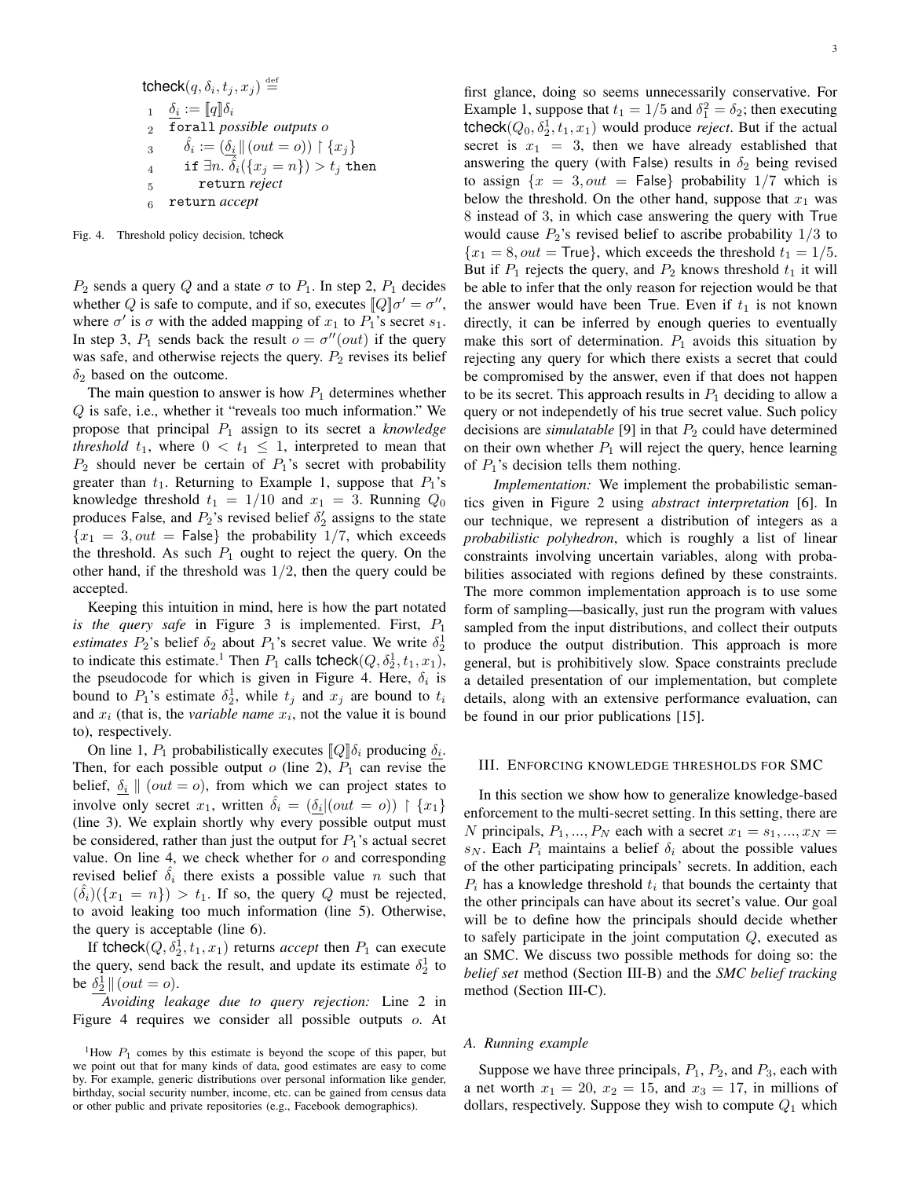```
tcheck(q, δ_i, t_j, x_j) ≝
1  δ_i := [[q]]δ_i
2  forall possible outputs o
3     δ̂_i := (δ_i || (out = o)) ↾ {x_j}
4     if ∃n. δ̂_i({x_j = n}) > t_j then
5        return reject
6  return accept
```

Fig. 4. Threshold policy decision, tcheck

$P_2$ sends a query $Q$ and a state $\sigma$ to $P_1$. In step 2, $P_1$ decides whether $Q$ is safe to compute, and if so, executes $[\![Q]\!]\sigma' = \sigma''$, where $\sigma'$ is $\sigma$ with the added mapping of $x_1$ to $P_1$'s secret $s_1$. In step 3, $P_1$ sends back the result $o = \sigma''(out)$ if the query was safe, and otherwise rejects the query. $P_2$ revises its belief $\delta_2$ based on the outcome.

The main question to answer is how $P_1$ determines whether $Q$ is safe, i.e., whether it "reveals too much information." We propose that principal $P_1$ assign to its secret a *knowledge threshold* $t_1$, where $0 < t_1 \leq 1$, interpreted to mean that $P_2$ should never be certain of $P_1$'s secret with probability greater than $t_1$. Returning to Example 1, suppose that $P_1$'s knowledge threshold $t_1 = 1/10$ and $x_1 = 3$. Running $Q_0$ produces False, and $P_2$'s revised belief $\delta_2'$ assigns to the state $\{x_1 = 3, out = \text{False}\}$ the probability $1/7$, which exceeds the threshold. As such $P_1$ ought to reject the query. On the other hand, if the threshold was $1/2$, then the query could be accepted.

Keeping this intuition in mind, here is how the part notated *is the query safe* in Figure 3 is implemented. First, $P_1$ *estimates* $P_2$'s belief $\delta_2$ about $P_1$'s secret value. We write $\delta_2^1$ to indicate this estimate.[1] Then $P_1$ calls $\mathsf{tcheck}(Q, \delta_2^1, t_1, x_1)$, the pseudocode for which is given in Figure 4. Here, $\delta_i$ is bound to $P_1$'s estimate $\delta_2^1$, while $t_j$ and $x_j$ are bound to $t_i$ and $x_i$ (that is, the *variable name* $x_i$, not the value it is bound to), respectively.

On line 1, $P_1$ probabilistically executes $[\![Q]\!]\delta_i$ producing $\underline{\delta_i}$. Then, for each possible output $o$ (line 2), $P_1$ can revise the belief, $\underline{\delta_i} \parallel (out = o)$, from which we can project states to involve only secret $x_1$, written $\hat{\delta}_i = (\underline{\delta_i}|(out = o)) \upharpoonright \{x_1\}$ (line 3). We explain shortly why every possible output must be considered, rather than just the output for $P_1$'s actual secret value. On line 4, we check whether for $o$ and corresponding revised belief $\hat{\delta}_i$ there exists a possible value $n$ such that $(\hat{\delta}_i)(\{x_1 = n\}) > t_1$. If so, the query $Q$ must be rejected, to avoid leaking too much information (line 5). Otherwise, the query is acceptable (line 6).

If $\mathsf{tcheck}(Q, \delta_2^1, t_1, x_1)$ returns *accept* then $P_1$ can execute the query, send back the result, and update its estimate $\delta_2^1$ to be $\underline{\delta_2^1} \parallel (out = o)$.

*Avoiding leakage due to query rejection:* Line 2 in Figure 4 requires we consider all possible outputs $o$. At first glance, doing so seems unnecessarily conservative. For Example 1, suppose that $t_1 = 1/5$ and $\delta_1^2 = \delta_2$; then executing $\mathsf{tcheck}(Q_0, \delta_2^1, t_1, x_1)$ would produce *reject*. But if the actual secret is $x_1 = 3$, then we have already established that answering the query (with False) results in $\delta_2$ being revised to assign $\{x = 3, out = \text{False}\}$ probability $1/7$ which is below the threshold. On the other hand, suppose that $x_1$ was 8 instead of 3, in which case answering the query with True would cause $P_2$'s revised belief to ascribe probability $1/3$ to $\{x_1 = 8, out = \text{True}\}$, which exceeds the threshold $t_1 = 1/5$. But if $P_1$ rejects the query, and $P_2$ knows threshold $t_1$ it will be able to infer that the only reason for rejection would be that the answer would have been True. Even if $t_1$ is not known directly, it can be inferred by enough queries to eventually make this sort of determination. $P_1$ avoids this situation by rejecting any query for which there exists a secret that could be compromised by the answer, even if that does not happen to be its secret. This approach results in $P_1$ deciding to allow a query or not independetly of his true secret value. Such policy decisions are *simulatable* [9] in that $P_2$ could have determined on their own whether $P_1$ will reject the query, hence learning of $P_1$'s decision tells them nothing.

*Implementation:* We implement the probabilistic semantics given in Figure 2 using *abstract interpretation* [6]. In our technique, we represent a distribution of integers as a *probabilistic polyhedron*, which is roughly a list of linear constraints involving uncertain variables, along with probabilities associated with regions defined by these constraints. The more common implementation approach is to use some form of sampling—basically, just run the program with values sampled from the input distributions, and collect their outputs to produce the output distribution. This approach is more general, but is prohibitively slow. Space constraints preclude a detailed presentation of our implementation, but complete details, along with an extensive performance evaluation, can be found in our prior publications [15].

## III. Enforcing knowledge thresholds for SMC

In this section we show how to generalize knowledge-based enforcement to the multi-secret setting. In this setting, there are $N$ principals, $P_1, ..., P_N$ each with a secret $x_1 = s_1, ..., x_N = s_N$. Each $P_i$ maintains a belief $\delta_i$ about the possible values of the other participating principals' secrets. In addition, each $P_i$ has a knowledge threshold $t_i$ that bounds the certainty that the other principals can have about its secret's value. Our goal will be to define how the principals should decide whether to safely participate in the joint computation $Q$, executed as an SMC. We discuss two possible methods for doing so: the *belief set* method (Section III-B) and the *SMC belief tracking* method (Section III-C).

### A. Running example

Suppose we have three principals, $P_1$, $P_2$, and $P_3$, each with a net worth $x_1 = 20$, $x_2 = 15$, and $x_3 = 17$, in millions of dollars, respectively. Suppose they wish to compute $Q_1$ which

[1] How $P_1$ comes by this estimate is beyond the scope of this paper, but we point out that for many kinds of data, good estimates are easy to come by. For example, generic distributions over personal information like gender, birthday, social security number, income, etc. can be gained from census data or other public and private repositories (e.g., Facebook demographics).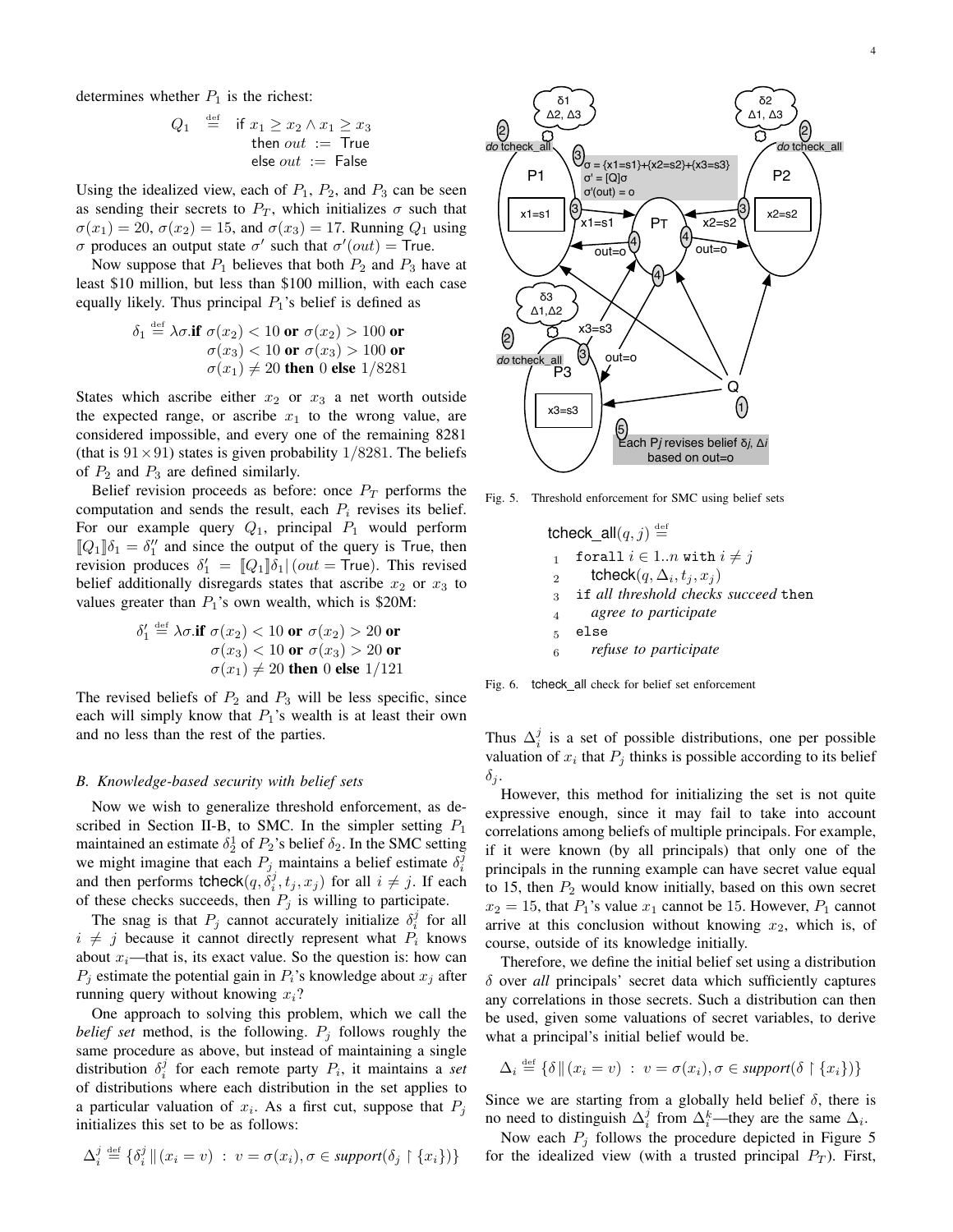determines whether $P_1$ is the richest:

$$Q_1 \stackrel{\text{def}}{=} \begin{array}{l}\mathsf{if}\ x_1 \geq x_2 \wedge x_1 \geq x_3 \\ \quad \mathsf{then}\ out := \mathsf{True} \\ \quad \mathsf{else}\ out := \mathsf{False}\end{array}$$

Using the idealized view, each of $P_1$, $P_2$, and $P_3$ can be seen as sending their secrets to $P_T$, which initializes $\sigma$ such that $\sigma(x_1) = 20$, $\sigma(x_2) = 15$, and $\sigma(x_3) = 17$. Running $Q_1$ using $\sigma$ produces an output state $\sigma'$ such that $\sigma'(out) = \mathsf{True}$.

Now suppose that $P_1$ believes that both $P_2$ and $P_3$ have at least \$10 million, but less than \$100 million, with each case equally likely. Thus principal $P_1$'s belief is defined as

$$\delta_1 \stackrel{\text{def}}{=} \lambda\sigma.\textbf{if } \sigma(x_2) < 10 \textbf{ or } \sigma(x_2) > 100 \textbf{ or } \sigma(x_3) < 10 \textbf{ or } \sigma(x_3) > 100 \textbf{ or } \sigma(x_1) \neq 20 \textbf{ then } 0 \textbf{ else } 1/8281$$

States which ascribe either $x_2$ or $x_3$ a net worth outside the expected range, or ascribe $x_1$ to the wrong value, are considered impossible, and every one of the remaining 8281 (that is $91 \times 91$) states is given probability $1/8281$. The beliefs of $P_2$ and $P_3$ are defined similarly.

Belief revision proceeds as before: once $P_T$ performs the computation and sends the result, each $P_i$ revises its belief. For our example query $Q_1$, principal $P_1$ would perform $[\![Q_1]\!]\delta_1 = \delta_1''$ and since the output of the query is True, then revision produces $\delta_1' = [\![Q_1]\!]\delta_1 | (out = \mathsf{True})$. This revised belief additionally disregards states that ascribe $x_2$ or $x_3$ to values greater than $P_1$'s own wealth, which is \$20M:

$$\delta_1' \stackrel{\text{def}}{=} \lambda\sigma.\textbf{if } \sigma(x_2) < 10 \textbf{ or } \sigma(x_2) > 20 \textbf{ or } \sigma(x_3) < 10 \textbf{ or } \sigma(x_3) > 20 \textbf{ or } \sigma(x_1) \neq 20 \textbf{ then } 0 \textbf{ else } 1/121$$

The revised beliefs of $P_2$ and $P_3$ will be less specific, since each will simply know that $P_1$'s wealth is at least their own and no less than the rest of the parties.

### B. Knowledge-based security with belief sets

Now we wish to generalize threshold enforcement, as described in Section II-B, to SMC. In the simpler setting $P_1$ maintained an estimate $\delta_2^1$ of $P_2$'s belief $\delta_2$. In the SMC setting we might imagine that each $P_j$ maintains a belief estimate $\delta_i^j$ and then performs $\mathsf{tcheck}(q, \delta_i^j, t_j, x_j)$ for all $i \neq j$. If each of these checks succeeds, then $P_j$ is willing to participate.

The snag is that $P_j$ cannot accurately initialize $\delta_i^j$ for all $i \neq j$ because it cannot directly represent what $P_i$ knows about $x_i$—that is, its exact value. So the question is: how can $P_j$ estimate the potential gain in $P_i$'s knowledge about $x_j$ after running query without knowing $x_i$?

One approach to solving this problem, which we call the *belief set* method, is the following. $P_j$ follows roughly the same procedure as above, but instead of maintaining a single distribution $\delta_i^j$ for each remote party $P_i$, it maintains a *set* of distributions where each distribution in the set applies to a particular valuation of $x_i$. As a first cut, suppose that $P_j$ initializes this set to be as follows:

$$\Delta_i^j \stackrel{\text{def}}{=} \{\delta_i^j \,\|\, (x_i = v) \;:\; v = \sigma(x_i), \sigma \in \mathit{support}(\delta_j \upharpoonright \{x_i\})\}$$

Fig. 5. Threshold enforcement for SMC using belief sets

```
tcheck_all(q, j) ≝
1  forall i ∈ 1..n with i ≠ j
2     tcheck(q, Δ_i, t_j, x_j)
3  if all threshold checks succeed then
4     agree to participate
5  else
6     refuse to participate
```

Fig. 6. tcheck_all check for belief set enforcement

Thus $\Delta_i^j$ is a set of possible distributions, one per possible valuation of $x_i$ that $P_j$ thinks is possible according to its belief $\delta_j$.

However, this method for initializing the set is not quite expressive enough, since it may fail to take into account correlations among beliefs of multiple principals. For example, if it were known (by all principals) that only one of the principals in the running example can have secret value equal to 15, then $P_2$ would know initially, based on this own secret $x_2 = 15$, that $P_1$'s value $x_1$ cannot be 15. However, $P_1$ cannot arrive at this conclusion without knowing $x_2$, which is, of course, outside of its knowledge initially.

Therefore, we define the initial belief set using a distribution $\delta$ over *all* principals' secret data which sufficiently captures any correlations in those secrets. Such a distribution can then be used, given some valuations of secret variables, to derive what a principal's initial belief would be.

$$\Delta_i \stackrel{\text{def}}{=} \{\delta \,\|\, (x_i = v) \;:\; v = \sigma(x_i), \sigma \in \mathit{support}(\delta \upharpoonright \{x_i\})\}$$

Since we are starting from a globally held belief $\delta$, there is no need to distinguish $\Delta_i^j$ from $\Delta_i^k$—they are the same $\Delta_i$.

Now each $P_j$ follows the procedure depicted in Figure 5 for the idealized view (with a trusted principal $P_T$). First,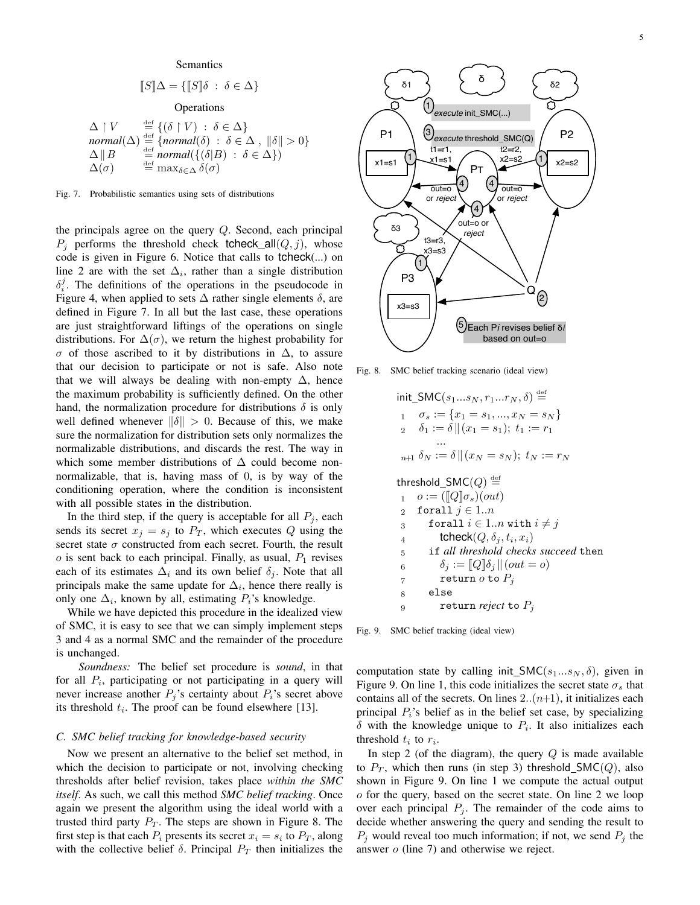Semantics

$$[\![S]\!]\Delta = \{[\![S]\!]\delta \;:\; \delta \in \Delta\}$$

Operations

$$\begin{array}{lll}
\Delta \upharpoonright V & \stackrel{\text{def}}{=} & \{(\delta \upharpoonright V) \;:\; \delta \in \Delta\} \\
\textit{normal}(\Delta) & \stackrel{\text{def}}{=} & \{\textit{normal}(\delta) \;:\; \delta \in \Delta \;,\; \|\delta\| > 0\} \\
\Delta \,\|\, B & \stackrel{\text{def}}{=} & \textit{normal}(\{(\delta|B) \;:\; \delta \in \Delta\}) \\
\Delta(\sigma) & \stackrel{\text{def}}{=} & \max_{\delta \in \Delta} \delta(\sigma)
\end{array}$$

Fig. 7. Probabilistic semantics using sets of distributions

the principals agree on the query $Q$. Second, each principal $P_j$ performs the threshold check $\mathsf{tcheck\_all}(Q, j)$, whose code is given in Figure 6. Notice that calls to $\mathsf{tcheck}(...)$ on line 2 are with the set $\Delta_i$, rather than a single distribution $\delta_i^j$. The definitions of the operations in the pseudocode in Figure 4, when applied to sets $\Delta$ rather single elements $\delta$, are defined in Figure 7. In all but the last case, these operations are just straightforward liftings of the operations on single distributions. For $\Delta(\sigma)$, we return the highest probability for $\sigma$ of those ascribed to it by distributions in $\Delta$, to assure that our decision to participate or not is safe. Also note that we will always be dealing with non-empty $\Delta$, hence the maximum probability is sufficiently defined. On the other hand, the normalization procedure for distributions $\delta$ is only well defined whenever $\|\delta\| > 0$. Because of this, we make sure the normalization for distribution sets only normalizes the normalizable distributions, and discards the rest. The way in which some member distributions of $\Delta$ could become non-normalizable, that is, having mass of 0, is by way of the conditioning operation, where the condition is inconsistent with all possible states in the distribution.

In the third step, if the query is acceptable for all $P_j$, each sends its secret $x_j = s_j$ to $P_T$, which executes $Q$ using the secret state $\sigma$ constructed from each secret. Fourth, the result $o$ is sent back to each principal. Finally, as usual, $P_1$ revises each of its estimates $\Delta_i$ and its own belief $\delta_j$. Note that all principals make the same update for $\Delta_i$, hence there really is only one $\Delta_i$, known by all, estimating $P_i$'s knowledge.

While we have depicted this procedure in the idealized view of SMC, it is easy to see that we can simply implement steps 3 and 4 as a normal SMC and the remainder of the procedure is unchanged.

*Soundness:* The belief set procedure is *sound*, in that for all $P_i$, participating or not participating in a query will never increase another $P_j$'s certainty about $P_i$'s secret above its threshold $t_i$. The proof can be found elsewhere [13].

### C. SMC belief tracking for knowledge-based security

Now we present an alternative to the belief set method, in which the decision to participate or not, involving checking thresholds after belief revision, takes place *within the SMC itself*. As such, we call this method *SMC belief tracking*. Once again we present the algorithm using the ideal world with a trusted third party $P_T$. The steps are shown in Figure 8. The first step is that each $P_i$ presents its secret $x_i = s_i$ to $P_T$, along with the collective belief $\delta$. Principal $P_T$ then initializes the computation state by calling $\mathsf{init\_SMC}(s_1...s_N, \delta)$, given in Figure 9. On line 1, this code initializes the secret state $\sigma_s$ that contains all of the secrets. On lines $2..(n{+}1)$, it initializes each principal $P_i$'s belief as in the belief set case, by specializing $\delta$ with the knowledge unique to $P_i$. It also initializes each threshold $t_i$ to $r_i$.

In step 2 (of the diagram), the query $Q$ is made available to $P_T$, which then runs (in step 3) $\mathsf{threshold\_SMC}(Q)$, also shown in Figure 9. On line 1 we compute the actual output $o$ for the query, based on the secret state. On line 2 we loop over each principal $P_j$. The remainder of the code aims to decide whether answering the query and sending the result to $P_j$ would reveal too much information; if not, we send $P_j$ the answer $o$ (line 7) and otherwise we reject.

Fig. 8. SMC belief tracking scenario (ideal view)

$\mathsf{init\_SMC}(s_1...s_N, r_1...r_N, \delta) \stackrel{\text{def}}{=}$

```
1    σ_s := {x_1 = s_1, ..., x_N = s_N}
2    δ_1 := δ || (x_1 = s_1); t_1 := r_1
       ...
n+1  δ_N := δ || (x_N = s_N); t_N := r_N
```

$\mathsf{threshold\_SMC}(Q) \stackrel{\text{def}}{=}$

```
1  o := ([[Q]]σ_s)(out)
2  forall j ∈ 1..n
3     forall i ∈ 1..n with i ≠ j
4        tcheck(Q, δ_j, t_i, x_i)
5     if all threshold checks succeed then
6        δ_j := [[Q]]δ_j || (out = o)
7        return o to P_j
8     else
9        return reject to P_j
```

Fig. 9. SMC belief tracking (ideal view)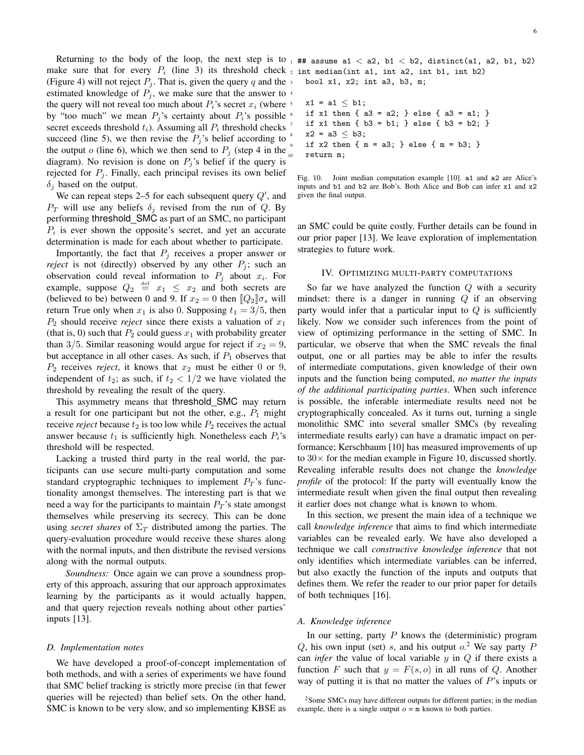Returning to the body of the loop, the next step is to make sure that for every $P_i$ (line 3) its threshold check (Figure 4) will not reject $P_j$. That is, given the query $q$ and the estimated knowledge of $P_j$, we make sure that the answer to the query will not reveal too much about $P_i$'s secret $x_i$ (where by "too much" we mean $P_j$'s certainty about $P_i$'s possible secret exceeds threshold $t_i$). Assuming all $P_i$ threshold checks succeed (line 5), we then revise the $P_j$'s belief according to the output $o$ (line 6), which we then send to $P_j$ (step 4 in the diagram). No revision is done on $P_j$'s belief if the query is rejected for $P_j$. Finally, each principal revises its own belief $\delta_j$ based on the output.

We can repeat steps 2–5 for each subsequent query $Q'$, and $P_T$ will use any beliefs $\delta_j$ revised from the run of $Q$. By performing threshold_SMC as part of an SMC, no participant $P_i$ is ever shown the opposite's secret, and yet an accurate determination is made for each about whether to participate.

Importantly, the fact that $P_j$ receives a proper answer or *reject* is not (directly) observed by any other $P_j$; such an observation could reveal information to $P_j$ about $x_i$. For example, suppose $Q_2 \stackrel{\text{def}}{=} x_1 \leq x_2$ and both secrets are (believed to be) between 0 and 9. If $x_2 = 0$ then $[\![Q_2]\!]\sigma_s$ will return True only when $x_1$ is also 0. Supposing $t_1 = 3/5$, then $P_2$ should receive *reject* since there exists a valuation of $x_1$ (that is, 0) such that $P_2$ could guess $x_1$ with probability greater than $3/5$. Similar reasoning would argue for reject if $x_2 = 9$, but acceptance in all other cases. As such, if $P_1$ observes that $P_2$ receives *reject*, it knows that $x_2$ must be either 0 or 9, independent of $t_2$; as such, if $t_2 < 1/2$ we have violated the threshold by revealing the result of the query.

This asymmetry means that threshold_SMC may return a result for one participant but not the other, e.g., $P_1$ might receive *reject* because $t_2$ is too low while $P_2$ receives the actual answer because $t_1$ is sufficiently high. Nonetheless each $P_i$'s threshold will be respected.

Lacking a trusted third party in the real world, the participants can use secure multi-party computation and some standard cryptographic techniques to implement $P_T$'s functionality amongst themselves. The interesting part is that we need a way for the participants to maintain $P_T$'s state amongst themselves while preserving its secrecy. This can be done using *secret shares* of $\Sigma_T$ distributed among the parties. The query-evaluation procedure would receive these shares along with the normal inputs, and then distribute the revised versions along with the normal outputs.

*Soundness:* Once again we can prove a soundness property of this approach, assuring that our approach approximates learning by the participants as it would actually happen, and that query rejection reveals nothing about other parties' inputs [13].

### D. Implementation notes

We have developed a proof-of-concept implementation of both methods, and with a series of experiments we have found that SMC belief tracking is strictly more precise (in that fewer queries will be rejected) than belief sets. On the other hand, SMC is known to be very slow, and so implementing KBSE as an SMC could be quite costly. Further details can be found in our prior paper [13]. We leave exploration of implementation strategies to future work.

```
## assume a1 < a2, b1 < b2, distinct(a1, a2, b1, b2)
int median(int a1, int a2, int b1, int b2)
  bool x1, x2; int a3, b3, m;

  x1 = a1 ≤ b1;
  if x1 then { a3 = a2; } else { a3 = a1; }
  if x1 then { b3 = b1; } else { b3 = b2; }
  x2 = a3 ≤ b3;
  if x2 then { m = a3; } else { m = b3; }
  return m;
```

Fig. 10. Joint median computation example [10]. a1 and a2 are Alice's inputs and b1 and b2 are Bob's. Both Alice and Bob can infer x1 and x2 given the final output.

## IV. Optimizing multi-party computations

So far we have analyzed the function $Q$ with a security mindset: there is a danger in running $Q$ if an observing party would infer that a particular input to $Q$ is sufficiently likely. Now we consider such inferences from the point of view of optimizing performance in the setting of SMC. In particular, we observe that when the SMC reveals the final output, one or all parties may be able to infer the results of intermediate computations, given knowledge of their own inputs and the function being computed, *no matter the inputs of the additional participating parties*. When such inference is possible, the inferable intermediate results need not be cryptographically concealed. As it turns out, turning a single monolithic SMC into several smaller SMCs (by revealing intermediate results early) can have a dramatic impact on performance; Kerschbaum [10] has measured improvements of up to $30\times$ for the median example in Figure 10, discussed shortly. Revealing inferable results does not change the *knowledge profile* of the protocol: If the party will eventually know the intermediate result when given the final output then revealing it earlier does not change what is known to whom.

In this section, we present the main idea of a technique we call *knowledge inference* that aims to find which intermediate variables can be revealed early. We have also developed a technique we call *constructive knowledge inference* that not only identifies which intermediate variables can be inferred, but also exactly the function of the inputs and outputs that defines them. We refer the reader to our prior paper for details of both techniques [16].

### A. Knowledge inference

In our setting, party $P$ knows the (deterministic) program $Q$, his own input (set) $s$, and his output $o$.[2] We say party $P$ can *infer* the value of local variable $y$ in $Q$ if there exists a function $F$ such that $y = F(s, o)$ in all runs of $Q$. Another way of putting it is that no matter the values of $P$'s inputs or

[2]Some SMCs may have different outputs for different parties; in the median example, there is a single output $o$ = m known to both parties.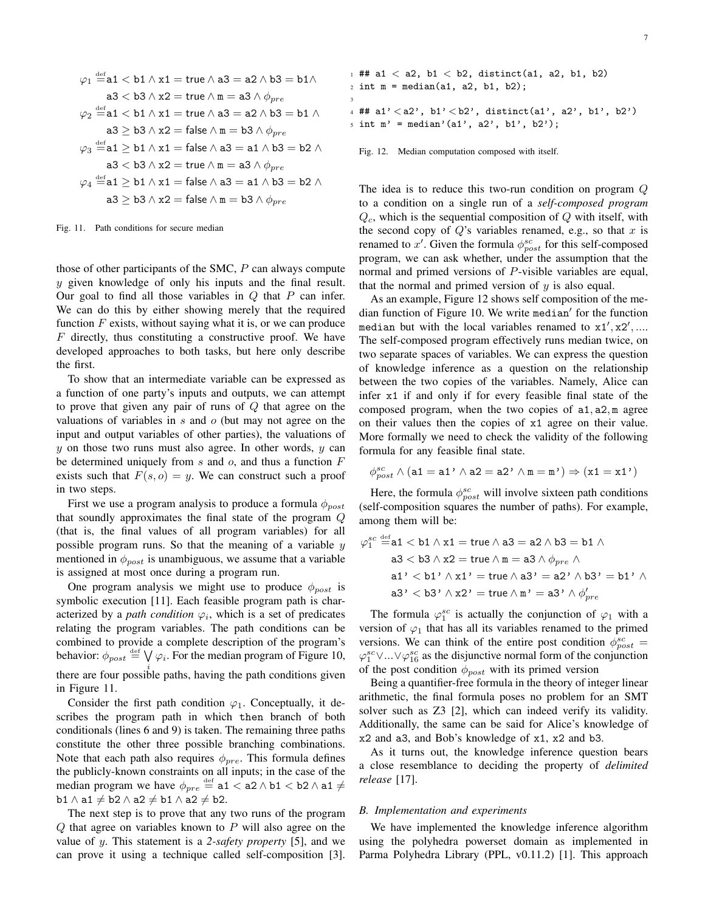$$\varphi_1 \stackrel{\text{def}}{=} \texttt{a1} < \texttt{b1} \wedge \texttt{x1} = \texttt{true} \wedge \texttt{a3} = \texttt{a2} \wedge \texttt{b3} = \texttt{b1} \wedge$$
$$\texttt{a3} < \texttt{b3} \wedge \texttt{x2} = \texttt{true} \wedge \texttt{m} = \texttt{a3} \wedge \phi_{pre}$$
$$\varphi_2 \stackrel{\text{def}}{=} \texttt{a1} < \texttt{b1} \wedge \texttt{x1} = \texttt{true} \wedge \texttt{a3} = \texttt{a2} \wedge \texttt{b3} = \texttt{b1} \wedge$$
$$\texttt{a3} \geq \texttt{b3} \wedge \texttt{x2} = \texttt{false} \wedge \texttt{m} = \texttt{b3} \wedge \phi_{pre}$$
$$\varphi_3 \stackrel{\text{def}}{=} \texttt{a1} \geq \texttt{b1} \wedge \texttt{x1} = \texttt{false} \wedge \texttt{a3} = \texttt{a1} \wedge \texttt{b3} = \texttt{b2} \wedge$$
$$\texttt{a3} < \texttt{b3} \wedge \texttt{x2} = \texttt{true} \wedge \texttt{m} = \texttt{a3} \wedge \phi_{pre}$$
$$\varphi_4 \stackrel{\text{def}}{=} \texttt{a1} \geq \texttt{b1} \wedge \texttt{x1} = \texttt{false} \wedge \texttt{a3} = \texttt{a1} \wedge \texttt{b3} = \texttt{b2} \wedge$$
$$\texttt{a3} \geq \texttt{b3} \wedge \texttt{x2} = \texttt{false} \wedge \texttt{m} = \texttt{b3} \wedge \phi_{pre}$$

Fig. 11. Path conditions for secure median

those of other participants of the SMC, $P$ can always compute $y$ given knowledge of only his inputs and the final result. Our goal to find all those variables in $Q$ that $P$ can infer. We can do this by either showing merely that the required function $F$ exists, without saying what it is, or we can produce $F$ directly, thus constituting a constructive proof. We have developed approaches to both tasks, but here only describe the first.

To show that an intermediate variable can be expressed as a function of one party's inputs and outputs, we can attempt to prove that given any pair of runs of $Q$ that agree on the valuations of variables in $s$ and $o$ (but may not agree on the input and output variables of other parties), the valuations of $y$ on those two runs must also agree. In other words, $y$ can be determined uniquely from $s$ and $o$, and thus a function $F$ exists such that $F(s, o) = y$. We can construct such a proof in two steps.

First we use a program analysis to produce a formula $\phi_{post}$ that soundly approximates the final state of the program $Q$ (that is, the final values of all program variables) for all possible program runs. So that the meaning of a variable $y$ mentioned in $\phi_{post}$ is unambiguous, we assume that a variable is assigned at most once during a program run.

One program analysis we might use to produce $\phi_{post}$ is symbolic execution [11]. Each feasible program path is characterized by a *path condition* $\varphi_i$, which is a set of predicates relating the program variables. The path conditions can be combined to provide a complete description of the program's behavior: $\phi_{post} \stackrel{\text{def}}{=} \bigvee_i \varphi_i$. For the median program of Figure 10, there are four possible paths, having the path conditions given in Figure 11.

Consider the first path condition $\varphi_1$. Conceptually, it describes the program path in which then branch of both conditionals (lines 6 and 9) is taken. The remaining three paths constitute the other three possible branching combinations. Note that each path also requires $\phi_{pre}$. This formula defines the publicly-known constraints on all inputs; in the case of the median program we have $\phi_{pre} \stackrel{\text{def}}{=} \texttt{a1} < \texttt{a2} \wedge \texttt{b1} < \texttt{b2} \wedge \texttt{a1} \neq \texttt{b1} \wedge \texttt{a1} \neq \texttt{b2} \wedge \texttt{a2} \neq \texttt{b1} \wedge \texttt{a2} \neq \texttt{b2}$.

The next step is to prove that any two runs of the program $Q$ that agree on variables known to $P$ will also agree on the value of $y$. This statement is a *2-safety property* [5], and we can prove it using a technique called self-composition [3]. The idea is to reduce this two-run condition on program $Q$ to a condition on a single run of a *self-composed program* $Q_c$, which is the sequential composition of $Q$ with itself, with the second copy of $Q$'s variables renamed, e.g., so that $x$ is renamed to $x'$. Given the formula $\phi^{sc}_{post}$ for this self-composed program, we can ask whether, under the assumption that the normal and primed versions of $P$-visible variables are equal, that the normal and primed version of $y$ is also equal.

```
1 ## a1 < a2, b1 < b2, distinct(a1, a2, b1, b2)
2 int m = median(a1, a2, b1, b2);
3
4 ## a1' < a2', b1' < b2', distinct(a1', a2', b1', b2')
5 int m' = median'(a1', a2', b1', b2');
```

Fig. 12. Median computation composed with itself.

As an example, Figure 12 shows self composition of the median function of Figure 10. We write $\texttt{median}'$ for the function median but with the local variables renamed to $\texttt{x1}', \texttt{x2}', \ldots$. The self-composed program effectively runs median twice, on two separate spaces of variables. We can express the question of knowledge inference as a question on the relationship between the two copies of the variables. Namely, Alice can infer x1 if and only if for every feasible final state of the composed program, when the two copies of $\texttt{a1}, \texttt{a2}, \texttt{m}$ agree on their values then the copies of x1 agree on their value. More formally we need to check the validity of the following formula for any feasible final state.

$$\phi^{sc}_{post} \wedge (\texttt{a1} = \texttt{a1'} \wedge \texttt{a2} = \texttt{a2'} \wedge \texttt{m} = \texttt{m'}) \Rightarrow (\texttt{x1} = \texttt{x1'})$$

Here, the formula $\phi^{sc}_{post}$ will involve sixteen path conditions (self-composition squares the number of paths). For example, among them will be:

$$\varphi^{sc}_1 \stackrel{\text{def}}{=} \texttt{a1} < \texttt{b1} \wedge \texttt{x1} = \texttt{true} \wedge \texttt{a3} = \texttt{a2} \wedge \texttt{b3} = \texttt{b1} \wedge$$
$$\texttt{a3} < \texttt{b3} \wedge \texttt{x2} = \texttt{true} \wedge \texttt{m} = \texttt{a3} \wedge \phi_{pre} \wedge$$
$$\texttt{a1'} < \texttt{b1'} \wedge \texttt{x1'} = \texttt{true} \wedge \texttt{a3'} = \texttt{a2'} \wedge \texttt{b3'} = \texttt{b1'} \wedge$$
$$\texttt{a3'} < \texttt{b3'} \wedge \texttt{x2'} = \texttt{true} \wedge \texttt{m'} = \texttt{a3'} \wedge \phi'_{pre}$$

The formula $\varphi^{sc}_1$ is actually the conjunction of $\varphi_1$ with a version of $\varphi_1$ that has all its variables renamed to the primed versions. We can think of the entire post condition $\phi^{sc}_{post} = \varphi^{sc}_1 \vee \ldots \vee \varphi^{sc}_{16}$ as the disjunctive normal form of the conjunction of the post condition $\phi_{post}$ with its primed version

Being a quantifier-free formula in the theory of integer linear arithmetic, the final formula poses no problem for an SMT solver such as Z3 [2], which can indeed verify its validity. Additionally, the same can be said for Alice's knowledge of x2 and a3, and Bob's knowledge of x1, x2 and b3.

As it turns out, the knowledge inference question bears a close resemblance to deciding the property of *delimited release* [17].

### B. Implementation and experiments

We have implemented the knowledge inference algorithm using the polyhedra powerset domain as implemented in Parma Polyhedra Library (PPL, v0.11.2) [1]. This approach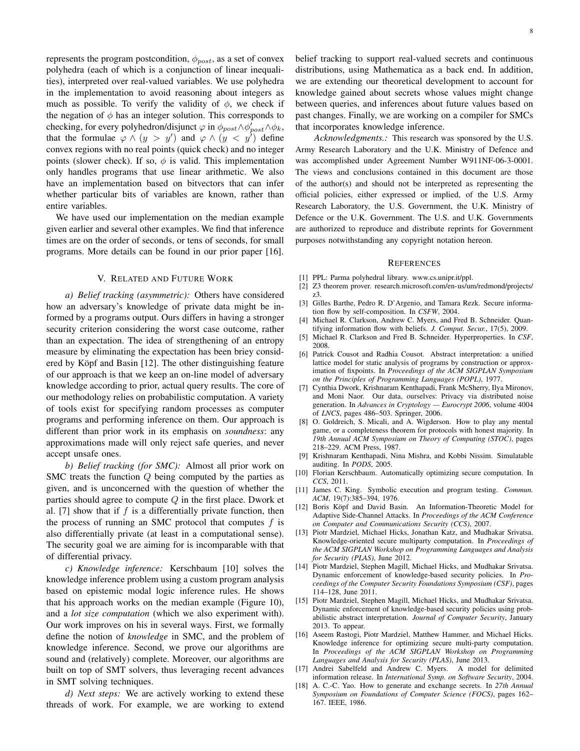represents the program postcondition, $\phi_{post}$, as a set of convex polyhedra (each of which is a conjunction of linear inequalities), interpreted over real-valued variables. We use polyhedra in the implementation to avoid reasoning about integers as much as possible. To verify the validity of $\phi$, we check if the negation of $\phi$ has an integer solution. This corresponds to checking, for every polyhedron/disjunct $\varphi$ in $\phi_{post} \wedge \phi'_{post} \wedge \phi_k$, that the formulae $\varphi \wedge (y > y')$ and $\varphi \wedge (y < y')$ define convex regions with no real points (quick check) and no integer points (slower check). If so, $\phi$ is valid. This implementation only handles programs that use linear arithmetic. We also have an implementation based on bitvectors that can infer whether particular bits of variables are known, rather than entire variables.

We have used our implementation on the median example given earlier and several other examples. We find that inference times are on the order of seconds, or tens of seconds, for small programs. More details can be found in our prior paper [16].

## V. Related and Future Work

*a) Belief tracking (asymmetric):* Others have considered how an adversary's knowledge of private data might be informed by a programs output. Ours differs in having a stronger security criterion considering the worst case outcome, rather than an expectation. The idea of strengthening of an entropy measure by eliminating the expectation has been briey considered by Köpf and Basin [12]. The other distinguishing feature of our approach is that we keep an on-line model of adversary knowledge according to prior, actual query results. The core of our methodology relies on probabilistic computation. A variety of tools exist for specifying random processes as computer programs and performing inference on them. Our approach is different than prior work in its emphasis on *soundness*: any approximations made will only reject safe queries, and never accept unsafe ones.

*b) Belief tracking (for SMC):* Almost all prior work on SMC treats the function $Q$ being computed by the parties as given, and is unconcerned with the question of whether the parties should agree to compute $Q$ in the first place. Dwork et al. [7] show that if $f$ is a differentially private function, then the process of running an SMC protocol that computes $f$ is also differentially private (at least in a computational sense). The security goal we are aiming for is incomparable with that of differential privacy.

*c) Knowledge inference:* Kerschbaum [10] solves the knowledge inference problem using a custom program analysis based on epistemic modal logic inference rules. He shows that his approach works on the median example (Figure 10), and a *lot size computation* (which we also experiment with). Our work improves on his in several ways. First, we formally define the notion of *knowledge* in SMC, and the problem of knowledge inference. Second, we prove our algorithms are sound and (relatively) complete. Moreover, our algorithms are built on top of SMT solvers, thus leveraging recent advances in SMT solving techniques.

*d) Next steps:* We are actively working to extend these threads of work. For example, we are working to extend belief tracking to support real-valued secrets and continuous distributions, using Mathematica as a back end. In addition, we are extending our theoretical development to account for knowledge gained about secrets whose values might change between queries, and inferences about future values based on past changes. Finally, we are working on a compiler for SMCs that incorporates knowledge inference.

*Acknowledgments.:* This research was sponsored by the U.S. Army Research Laboratory and the U.K. Ministry of Defence and was accomplished under Agreement Number W911NF-06-3-0001. The views and conclusions contained in this document are those of the author(s) and should not be interpreted as representing the official policies, either expressed or implied, of the U.S. Army Research Laboratory, the U.S. Government, the U.K. Ministry of Defence or the U.K. Government. The U.S. and U.K. Governments are authorized to reproduce and distribute reprints for Government purposes notwithstanding any copyright notation hereon.

## References

[1] PPL: Parma polyhedral library. www.cs.unipr.it/ppl.

[2] Z3 theorem prover. research.microsoft.com/en-us/um/redmond/projects/z3.

[3] Gilles Barthe, Pedro R. D'Argenio, and Tamara Rezk. Secure information flow by self-composition. In *CSFW*, 2004.

[4] Michael R. Clarkson, Andrew C. Myers, and Fred B. Schneider. Quantifying information flow with beliefs. *J. Comput. Secur.*, 17(5), 2009.

[5] Michael R. Clarkson and Fred B. Schneider. Hyperproperties. In *CSF*, 2008.

[6] Patrick Cousot and Radhia Cousot. Abstract interpretation: a unified lattice model for static analysis of programs by construction or approximation of fixpoints. In *Proceedings of the ACM SIGPLAN Symposium on the Principles of Programming Languages (POPL)*, 1977.

[7] Cynthia Dwork, Krishnaram Kenthapadi, Frank McSherry, Ilya Mironov, and Moni Naor. Our data, ourselves: Privacy via distributed noise generation. In *Advances in Cryptology — Eurocrypt 2006*, volume 4004 of *LNCS*, pages 486–503. Springer, 2006.

[8] O. Goldreich, S. Micali, and A. Wigderson. How to play any mental game, or a completeness theorem for protocols with honest majority. In *19th Annual ACM Symposium on Theory of Computing (STOC)*, pages 218–229. ACM Press, 1987.

[9] Krishnaram Kenthapadi, Nina Mishra, and Kobbi Nissim. Simulatable auditing. In *PODS*, 2005.

[10] Florian Kerschbaum. Automatically optimizing secure computation. In *CCS*, 2011.

[11] James C. King. Symbolic execution and program testing. *Commun. ACM*, 19(7):385–394, 1976.

[12] Boris Köpf and David Basin. An Information-Theoretic Model for Adaptive Side-Channel Attacks. In *Proceedings of the ACM Conference on Computer and Communications Security (CCS)*, 2007.

[13] Piotr Mardziel, Michael Hicks, Jonathan Katz, and Mudhakar Srivatsa. Knowledge-oriented secure multiparty computation. In *Proceedings of the ACM SIGPLAN Workshop on Programming Languages and Analysis for Security (PLAS)*, June 2012.

[14] Piotr Mardziel, Stephen Magill, Michael Hicks, and Mudhakar Srivatsa. Dynamic enforcement of knowledge-based security policies. In *Proceedings of the Computer Security Foundations Symposium (CSF)*, pages 114–128, June 2011.

[15] Piotr Mardziel, Stephen Magill, Michael Hicks, and Mudhakar Srivatsa. Dynamic enforcement of knowledge-based security policies using probabilistic abstract interpretation. *Journal of Computer Security*, January 2013. To appear.

[16] Aseem Rastogi, Piotr Mardziel, Matthew Hammer, and Michael Hicks. Knowledge inference for optimizing secure multi-party computation. In *Proceedings of the ACM SIGPLAN Workshop on Programming Languages and Analysis for Security (PLAS)*, June 2013.

[17] Andrei Sabelfeld and Andrew C. Myers. A model for delimited information release. In *International Symp. on Software Security*, 2004.

[18] A. C.-C. Yao. How to generate and exchange secrets. In *27th Annual Symposium on Foundations of Computer Science (FOCS)*, pages 162–167. IEEE, 1986.